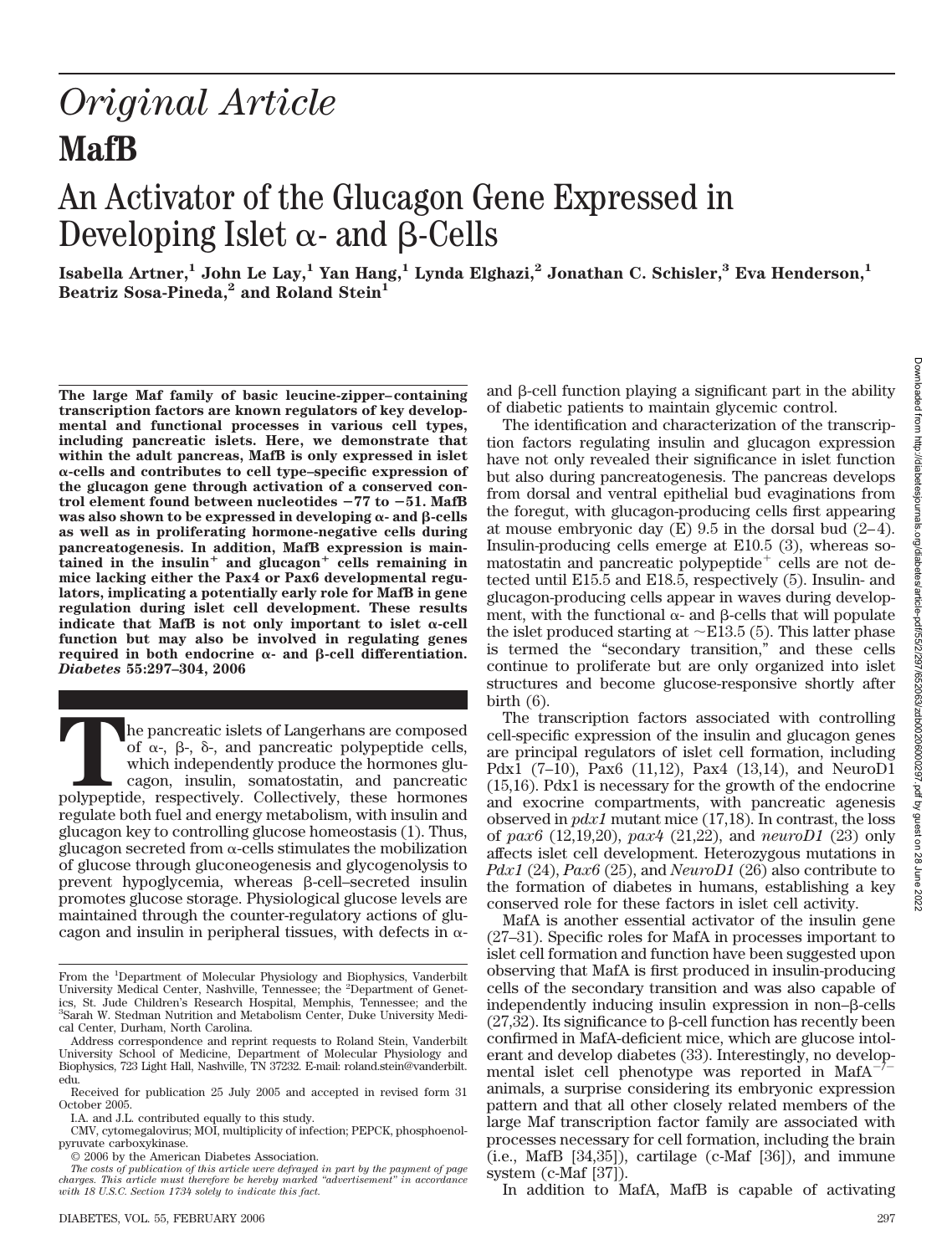# *Original Article*

# MafB

## An Activator of the Glucagon Gene Expressed in Developing Islet α- and β-Cells

**Isabella Artner,[1] John Le Lay,[1] Yan Hang,[1] Lynda Elghazi,[2] Jonathan C. Schisler,[3] Eva Henderson,[1] Beatriz Sosa-Pineda,[2] and Roland Stein[1]**

**The large Maf family of basic leucine-zipper–containing transcription factors are known regulators of key developmental and functional processes in various cell types, including pancreatic islets. Here, we demonstrate that within the adult pancreas, MafB is only expressed in islet α-cells and contributes to cell type–specific expression of the glucagon gene through activation of a conserved control element found between nucleotides −77 to −51. MafB was also shown to be expressed in developing α- and β-cells as well as in proliferating hormone-negative cells during pancreatogenesis. In addition, MafB expression is maintained in the insulin$^+$ and glucagon$^+$ cells remaining in mice lacking either the Pax4 or Pax6 developmental regulators, implicating a potentially early role for MafB in gene regulation during islet cell development. These results indicate that MafB is not only important to islet α-cell function but may also be involved in regulating genes required in both endocrine α- and β-cell differentiation. *Diabetes* 55:297–304, 2006**

The pancreatic islets of Langerhans are composed of α-, β-, δ-, and pancreatic polypeptide cells, which independently produce the hormones glucagon, insulin, somatostatin, and pancreatic polypeptide, respectively. Collectively, these hormones regulate both fuel and energy metabolism, with insulin and glucagon key to controlling glucose homeostasis (1). Thus, glucagon secreted from α-cells stimulates the mobilization of glucose through gluconeogenesis and glycogenolysis to prevent hypoglycemia, whereas β-cell–secreted insulin promotes glucose storage. Physiological glucose levels are maintained through the counter-regulatory actions of glucagon and insulin in peripheral tissues, with defects in α- and β-cell function playing a significant part in the ability of diabetic patients to maintain glycemic control.

The identification and characterization of the transcription factors regulating insulin and glucagon expression have not only revealed their significance in islet function but also during pancreatogenesis. The pancreas develops from dorsal and ventral epithelial bud evaginations from the foregut, with glucagon-producing cells first appearing at mouse embryonic day (E) 9.5 in the dorsal bud (2–4). Insulin-producing cells emerge at E10.5 (3), whereas somatostatin and pancreatic polypeptide$^+$ cells are not detected until E15.5 and E18.5, respectively (5). Insulin- and glucagon-producing cells appear in waves during development, with the functional α- and β-cells that will populate the islet produced starting at ~E13.5 (5). This latter phase is termed the "secondary transition," and these cells continue to proliferate but are only organized into islet structures and become glucose-responsive shortly after birth (6).

The transcription factors associated with controlling cell-specific expression of the insulin and glucagon genes are principal regulators of islet cell formation, including Pdx1 (7–10), Pax6 (11,12), Pax4 (13,14), and NeuroD1 (15,16). Pdx1 is necessary for the growth of the endocrine and exocrine compartments, with pancreatic agenesis observed in *pdx1* mutant mice (17,18). In contrast, the loss of *pax6* (12,19,20), *pax4* (21,22), and *neuroD1* (23) only affects islet cell development. Heterozygous mutations in *Pdx1* (24), *Pax6* (25), and *NeuroD1* (26) also contribute to the formation of diabetes in humans, establishing a key conserved role for these factors in islet cell activity.

MafA is another essential activator of the insulin gene (27–31). Specific roles for MafA in processes important to islet cell formation and function have been suggested upon observing that MafA is first produced in insulin-producing cells of the secondary transition and was also capable of independently inducing insulin expression in non–β-cells (27,32). Its significance to β-cell function has recently been confirmed in MafA-deficient mice, which are glucose intolerant and develop diabetes (33). Interestingly, no developmental islet cell phenotype was reported in MafA$^{-/-}$ animals, a surprise considering its embryonic expression pattern and that all other closely related members of the large Maf transcription factor family are associated with processes necessary for cell formation, including the brain (i.e., MafB [34,35]), cartilage (c-Maf [36]), and immune system (c-Maf [37]).

In addition to MafA, MafB is capable of activating

From the [1]Department of Molecular Physiology and Biophysics, Vanderbilt University Medical Center, Nashville, Tennessee; the [2]Department of Genetics, St. Jude Children's Research Hospital, Memphis, Tennessee; and the [3]Sarah W. Stedman Nutrition and Metabolism Center, Duke University Medical Center, Durham, North Carolina.

Address correspondence and reprint requests to Roland Stein, Vanderbilt University School of Medicine, Department of Molecular Physiology and Biophysics, 723 Light Hall, Nashville, TN 37232. E-mail: roland.stein@vanderbilt.edu.

Received for publication 25 July 2005 and accepted in revised form 31 October 2005.

I.A. and J.L. contributed equally to this study.

CMV, cytomegalovirus; MOI, multiplicity of infection; PEPCK, phosphoenolpyruvate carboxykinase.

© 2006 by the American Diabetes Association.

*The costs of publication of this article were defrayed in part by the payment of page charges. This article must therefore be hereby marked "advertisement" in accordance with 18 U.S.C. Section 1734 solely to indicate this fact.*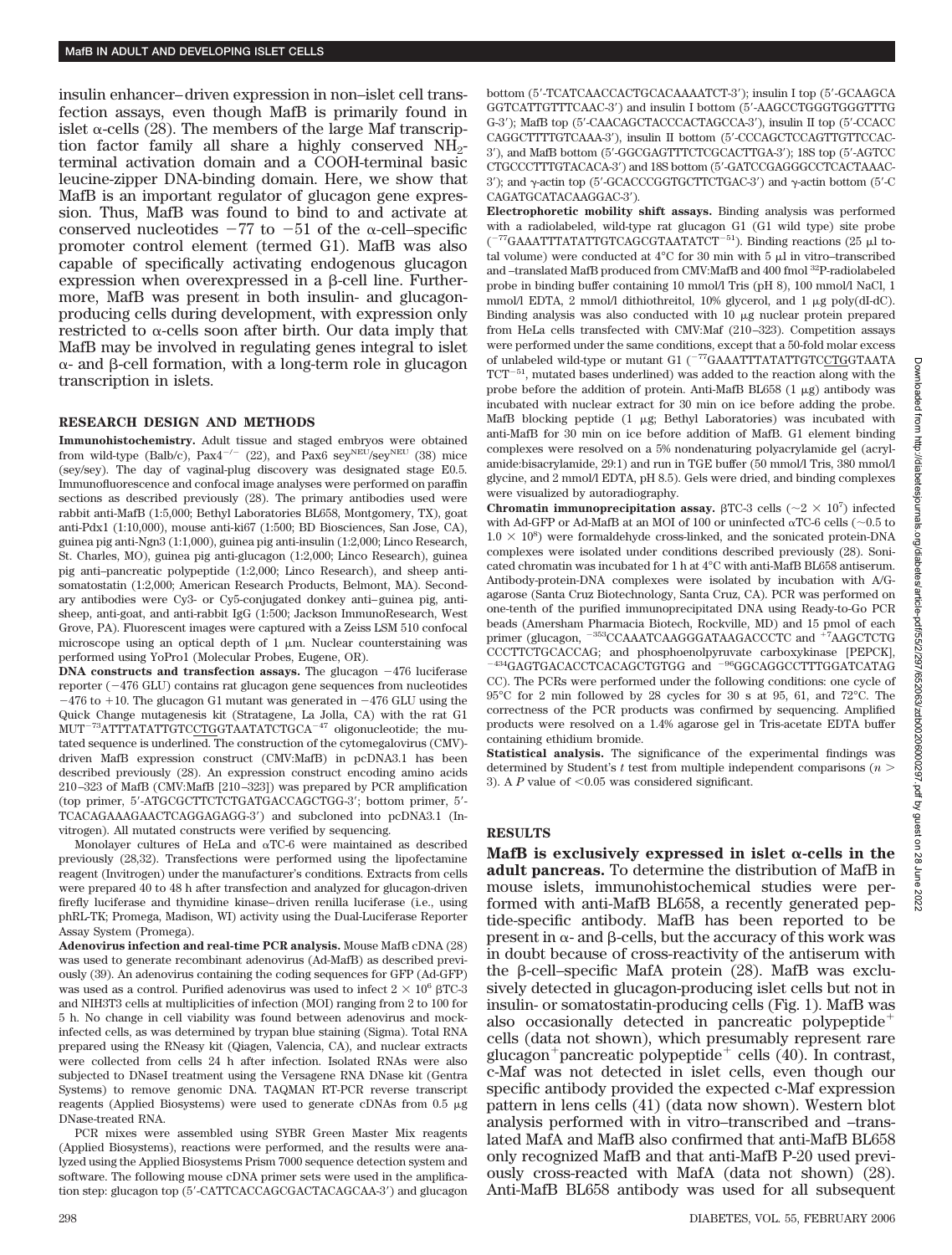insulin enhancer–driven expression in non–islet cell transfection assays, even though MafB is primarily found in islet α-cells (28). The members of the large Maf transcription factor family all share a highly conserved $NH_2$-terminal activation domain and a COOH-terminal basic leucine-zipper DNA-binding domain. Here, we show that MafB is an important regulator of glucagon gene expression. Thus, MafB was found to bind to and activate at conserved nucleotides −77 to −51 of the α-cell–specific promoter control element (termed G1). MafB was also capable of specifically activating endogenous glucagon expression when overexpressed in a β-cell line. Furthermore, MafB was present in both insulin- and glucagon-producing cells during development, with expression only restricted to α-cells soon after birth. Our data imply that MafB may be involved in regulating genes integral to islet α- and β-cell formation, with a long-term role in glucagon transcription in islets.

## RESEARCH DESIGN AND METHODS

**Immunohistochemistry.** Adult tissue and staged embryos were obtained from wild-type (Balb/c), $Pax4^{-/-}$ (22), and Pax6 $sey^{NEU}/sey^{NEU}$ (38) mice (sey/sey). The day of vaginal-plug discovery was designated stage E0.5. Immunofluorescence and confocal image analyses were performed on paraffin sections as described previously (28). The primary antibodies used were rabbit anti-MafB (1:5,000; Bethyl Laboratories BL658, Montgomery, TX), goat anti-Pdx1 (1:10,000), mouse anti-ki67 (1:500; BD Biosciences, San Jose, CA), guinea pig anti-Ngn3 (1:1,000), guinea pig anti-insulin (1:2,000; Linco Research, St. Charles, MO), guinea pig anti-glucagon (1:2,000; Linco Research), guinea pig anti–pancreatic polypeptide (1:2,000; Linco Research), and sheep anti-somatostatin (1:2,000; American Research Products, Belmont, MA). Secondary antibodies were Cy3- or Cy5-conjugated donkey anti–guinea pig, anti-sheep, anti-goat, and anti-rabbit IgG (1:500; Jackson ImmunoResearch, West Grove, PA). Fluorescent images were captured with a Zeiss LSM 510 confocal microscope using an optical depth of 1 μm. Nuclear counterstaining was performed using YoPro1 (Molecular Probes, Eugene, OR).

**DNA constructs and transfection assays.** The glucagon −476 luciferase reporter (−476 GLU) contains rat glucagon gene sequences from nucleotides −476 to +10. The glucagon G1 mutant was generated in −476 GLU using the Quick Change mutagenesis kit (Stratagene, La Jolla, CA) with the rat G1 MUT$^{-73}$ATTTATATTGTCCTGGTAATATCTGCA$^{-47}$ oligonucleotide; the mutated sequence is underlined. The construction of the cytomegalovirus (CMV)-driven MafB expression construct (CMV:MafB) in pcDNA3.1 has been described previously (28). An expression construct encoding amino acids 210–323 of MafB (CMV:MafB [210–323]) was prepared by PCR amplification (top primer, 5′-ATGCGCTTCTCTGATGACCAGCTGG-3′; bottom primer, 5′-TCACAGAAAGAACTCAGGAGAGG-3′) and subcloned into pcDNA3.1 (Invitrogen). All mutated constructs were verified by sequencing.

Monolayer cultures of HeLa and αTC-6 were maintained as described previously (28,32). Transfections were performed using the lipofectamine reagent (Invitrogen) under the manufacturer's conditions. Extracts from cells were prepared 40 to 48 h after transfection and analyzed for glucagon-driven firefly luciferase and thymidine kinase–driven renilla luciferase (i.e., using phRL-TK; Promega, Madison, WI) activity using the Dual-Luciferase Reporter Assay System (Promega).

**Adenovirus infection and real-time PCR analysis.** Mouse MafB cDNA (28) was used to generate recombinant adenovirus (Ad-MafB) as described previously (39). An adenovirus containing the coding sequences for GFP (Ad-GFP) was used as a control. Purified adenovirus was used to infect $2 \times 10^6$ βTC-3 and NIH3T3 cells at multiplicities of infection (MOI) ranging from 2 to 100 for 5 h. No change in cell viability was found between adenovirus and mock-infected cells, as was determined by trypan blue staining (Sigma). Total RNA prepared using the RNeasy kit (Qiagen, Valencia, CA), and nuclear extracts were collected from cells 24 h after infection. Isolated RNAs were also subjected to DNaseI treatment using the Versagene RNA DNase kit (Gentra Systems) to remove genomic DNA. TAQMAN RT-PCR reverse transcript reagents (Applied Biosystems) were used to generate cDNAs from 0.5 μg DNase-treated RNA.

PCR mixes were assembled using SYBR Green Master Mix reagents (Applied Biosystems), reactions were performed, and the results were analyzed using the Applied Biosystems Prism 7000 sequence detection system and software. The following mouse cDNA primer sets were used in the amplification step: glucagon top (5′-CATTCACCAGCGACTACAGCAA-3′) and glucagon bottom (5′-TCATCAACCACTGCACAAAATCT-3′); insulin I top (5′-GCAAGCAGGTCATTGTTTCAAC-3′) and insulin I bottom (5′-AAGCCTGGGTGGGTTTGG-3′); MafB top (5′-CAACAGCTACCCACTAGCCA-3′), insulin II top (5′-CCACCCAGGCTTTTGTCAAA-3′), insulin II bottom (5′-CCCAGCTCCAGTTGTTCCAC-3′), and MafB bottom (5′-GGCGAGTTTCTCGCACTTGA-3′); 18S top (5′-AGTCCCTGCCCTTTGTACACA-3′) and 18S bottom (5′-GATCCGAGGGCCTCACTAAAC-3′); and γ-actin top (5′-GCACCCGGTGCTTCTGAC-3′) and γ-actin bottom (5′-CCAGATGCATACAAGGAC-3′).

**Electrophoretic mobility shift assays.** Binding analysis was performed with a radiolabeled, wild-type rat glucagon G1 (G1 wild type) site probe ($^{-77}$GAAATTTATATTGTCAGCGTAATATCT$^{-51}$). Binding reactions (25 μl total volume) were conducted at 4°C for 30 min with 5 μl in vitro–transcribed and –translated MafB produced from CMV:MafB and 400 fmol $^{32}$P-radiolabeled probe in binding buffer containing 10 mmol/l Tris (pH 8), 100 mmol/l NaCl, 1 mmol/l EDTA, 2 mmol/l dithiothreitol, 10% glycerol, and 1 μg poly(dI-dC). Binding analysis was also conducted with 10 μg nuclear protein prepared from HeLa cells transfected with CMV:Maf (210–323). Competition assays were performed under the same conditions, except that a 50-fold molar excess of unlabeled wild-type or mutant G1 ($^{-77}$GAAATTTATATTGTCCTGGTAATATCT$^{-51}$, mutated bases underlined) was added to the reaction along with the probe before the addition of protein. Anti-MafB BL658 (1 μg) antibody was incubated with nuclear extract for 30 min on ice before adding the probe. MafB blocking peptide (1 μg; Bethyl Laboratories) was incubated with anti-MafB for 30 min on ice before addition of MafB. G1 element binding complexes were resolved on a 5% nondenaturing polyacrylamide gel (acrylamide:bisacrylamide, 29:1) and run in TGE buffer (50 mmol/l Tris, 380 mmol/l glycine, and 2 mmol/l EDTA, pH 8.5). Gels were dried, and binding complexes were visualized by autoradiography.

**Chromatin immunoprecipitation assay.** βTC-3 cells (~$2 \times 10^7$) infected with Ad-GFP or Ad-MafB at an MOI of 100 or uninfected αTC-6 cells (~0.5 to $1.0 \times 10^8$) were formaldehyde cross-linked, and the sonicated protein-DNA complexes were isolated under conditions described previously (28). Sonicated chromatin was incubated for 1 h at 4°C with anti-MafB BL658 antiserum. Antibody-protein-DNA complexes were isolated by incubation with A/G-agarose (Santa Cruz Biotechnology, Santa Cruz, CA). PCR was performed on one-tenth of the purified immunoprecipitated DNA using Ready-to-Go PCR beads (Amersham Pharmacia Biotech, Rockville, MD) and 15 pmol of each primer (glucagon, $^{-353}$CCAAATCAAGGGATAAGACCCTC and $^{+7}$AAGCTCTGCCCTTCTGCACCAG; and phosphoenolpyruvate carboxykinase [PEPCK], $^{-434}$GAGTGACACCTCACAGCTGTGG and $^{-96}$GGCAGGCCTTTGGATCATAGCC). The PCRs were performed under the following conditions: one cycle of 95°C for 2 min followed by 28 cycles for 30 s at 95, 61, and 72°C. The correctness of the PCR products was confirmed by sequencing. Amplified products were resolved on a 1.4% agarose gel in Tris-acetate EDTA buffer containing ethidium bromide.

**Statistical analysis.** The significance of the experimental findings was determined by Student's *t* test from multiple independent comparisons ($n > 3$). A *P* value of <0.05 was considered significant.

## RESULTS

**MafB is exclusively expressed in islet α-cells in the adult pancreas.** To determine the distribution of MafB in mouse islets, immunohistochemical studies were performed with anti-MafB BL658, a recently generated peptide-specific antibody. MafB has been reported to be present in α- and β-cells, but the accuracy of this work was in doubt because of cross-reactivity of the antiserum with the β-cell–specific MafA protein (28). MafB was exclusively detected in glucagon-producing islet cells but not in insulin- or somatostatin-producing cells (Fig. 1). MafB was also occasionally detected in pancreatic polypeptide$^{+}$ cells (data not shown), which presumably represent rare glucagon$^{+}$pancreatic polypeptide$^{+}$ cells (40). In contrast, c-Maf was not detected in islet cells, even though our specific antibody provided the expected c-Maf expression pattern in lens cells (41) (data now shown). Western blot analysis performed with in vitro–transcribed and –translated MafA and MafB also confirmed that anti-MafB BL658 only recognized MafB and that anti-MafB P-20 used previously cross-reacted with MafA (data not shown) (28). Anti-MafB BL658 antibody was used for all subsequent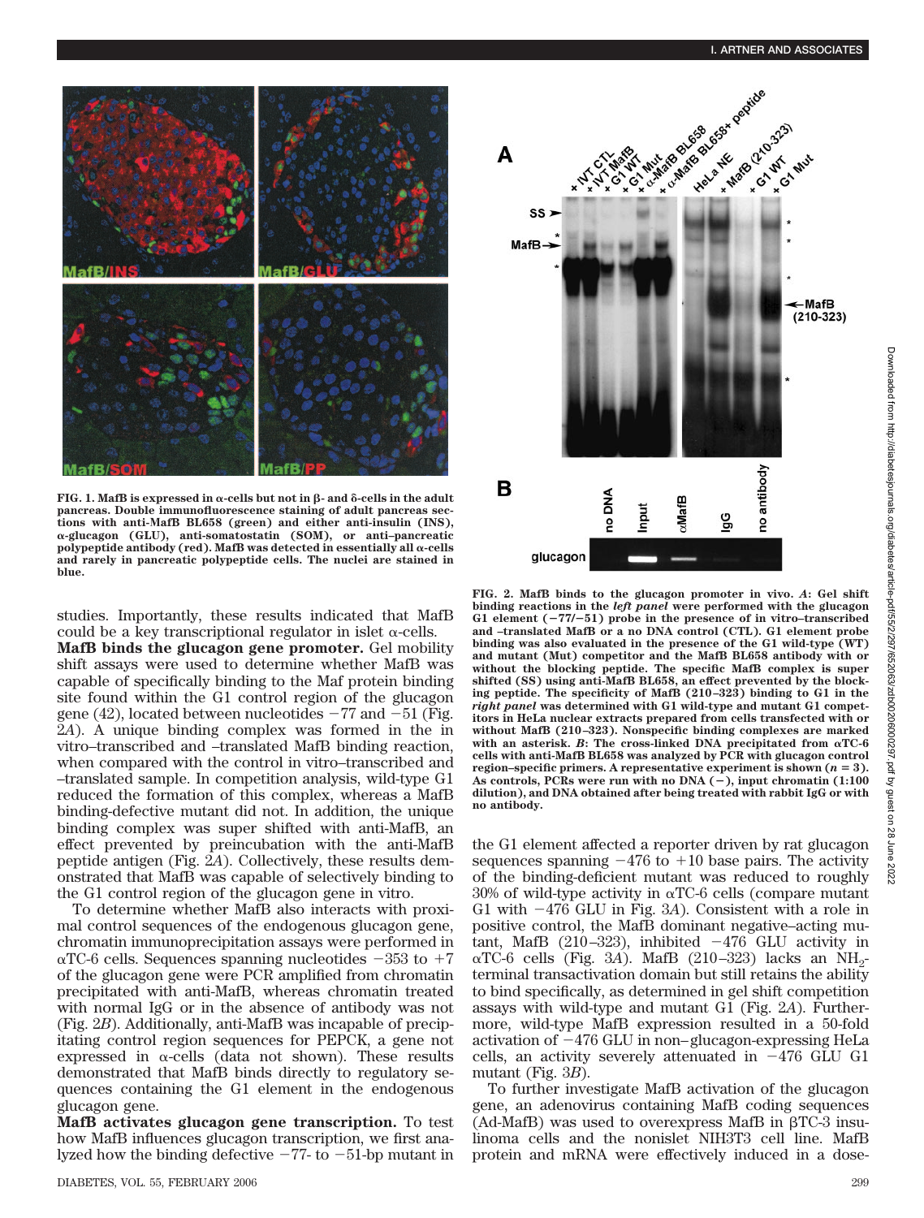FIG. 1. MafB is expressed in α-cells but not in β- and δ-cells in the adult pancreas. Double immunofluorescence staining of adult pancreas sections with anti-MafB BL658 (green) and either anti-insulin (INS), α-glucagon (GLU), anti-somatostatin (SOM), or anti–pancreatic polypeptide antibody (red). MafB was detected in essentially all α-cells and rarely in pancreatic polypeptide cells. The nuclei are stained in blue.

FIG. 2. MafB binds to the glucagon promoter in vivo. *A*: Gel shift binding reactions in the *left panel* were performed with the glucagon G1 element (−77/−51) probe in the presence of in vitro–transcribed and –translated MafB or a no DNA control (CTL). G1 element probe binding was also evaluated in the presence of the G1 wild-type (WT) and mutant (Mut) competitor and the MafB BL658 antibody with or without the blocking peptide. The specific MafB complex is super shifted (SS) using anti-MafB BL658, an effect prevented by the blocking peptide. The specificity of MafB (210–323) binding to G1 in the *right panel* was determined with G1 wild-type and mutant G1 competitors in HeLa nuclear extracts prepared from cells transfected with or without MafB (210–323). Nonspecific binding complexes are marked with an asterisk. *B*: The cross-linked DNA precipitated from αTC-6 cells with anti-MafB BL658 was analyzed by PCR with glucagon control region–specific primers. A representative experiment is shown (*n* = 3). As controls, PCRs were run with no DNA (−), input chromatin (1:100 dilution), and DNA obtained after being treated with rabbit IgG or with no antibody.

studies. Importantly, these results indicated that MafB could be a key transcriptional regulator in islet α-cells.

**MafB binds the glucagon gene promoter.** Gel mobility shift assays were used to determine whether MafB was capable of specifically binding to the Maf protein binding site found within the G1 control region of the glucagon gene (42), located between nucleotides −77 and −51 (Fig. 2*A*). A unique binding complex was formed in the in vitro–transcribed and –translated MafB binding reaction, when compared with the control in vitro–transcribed and –translated sample. In competition analysis, wild-type G1 reduced the formation of this complex, whereas a MafB binding-defective mutant did not. In addition, the unique binding complex was super shifted with anti-MafB, an effect prevented by preincubation with the anti-MafB peptide antigen (Fig. 2*A*). Collectively, these results demonstrated that MafB was capable of selectively binding to the G1 control region of the glucagon gene in vitro.

To determine whether MafB also interacts with proximal control sequences of the endogenous glucagon gene, chromatin immunoprecipitation assays were performed in αTC-6 cells. Sequences spanning nucleotides −353 to +7 of the glucagon gene were PCR amplified from chromatin precipitated with anti-MafB, whereas chromatin treated with normal IgG or in the absence of antibody was not (Fig. 2*B*). Additionally, anti-MafB was incapable of precipitating control region sequences for PEPCK, a gene not expressed in α-cells (data not shown). These results demonstrated that MafB binds directly to regulatory sequences containing the G1 element in the endogenous glucagon gene.

**MafB activates glucagon gene transcription.** To test how MafB influences glucagon transcription, we first analyzed how the binding defective −77- to −51-bp mutant in the G1 element affected a reporter driven by rat glucagon sequences spanning −476 to +10 base pairs. The activity of the binding-deficient mutant was reduced to roughly 30% of wild-type activity in αTC-6 cells (compare mutant G1 with −476 GLU in Fig. 3*A*). Consistent with a role in positive control, the MafB dominant negative–acting mutant, MafB (210–323), inhibited −476 GLU activity in αTC-6 cells (Fig. 3*A*). MafB (210–323) lacks an $NH_2$-terminal transactivation domain but still retains the ability to bind specifically, as determined in gel shift competition assays with wild-type and mutant G1 (Fig. 2*A*). Furthermore, wild-type MafB expression resulted in a 50-fold activation of −476 GLU in non–glucagon-expressing HeLa cells, an activity severely attenuated in −476 GLU G1 mutant (Fig. 3*B*).

To further investigate MafB activation of the glucagon gene, an adenovirus containing MafB coding sequences (Ad-MafB) was used to overexpress MafB in βTC-3 insulinoma cells and the nonislet NIH3T3 cell line. MafB protein and mRNA were effectively induced in a dose-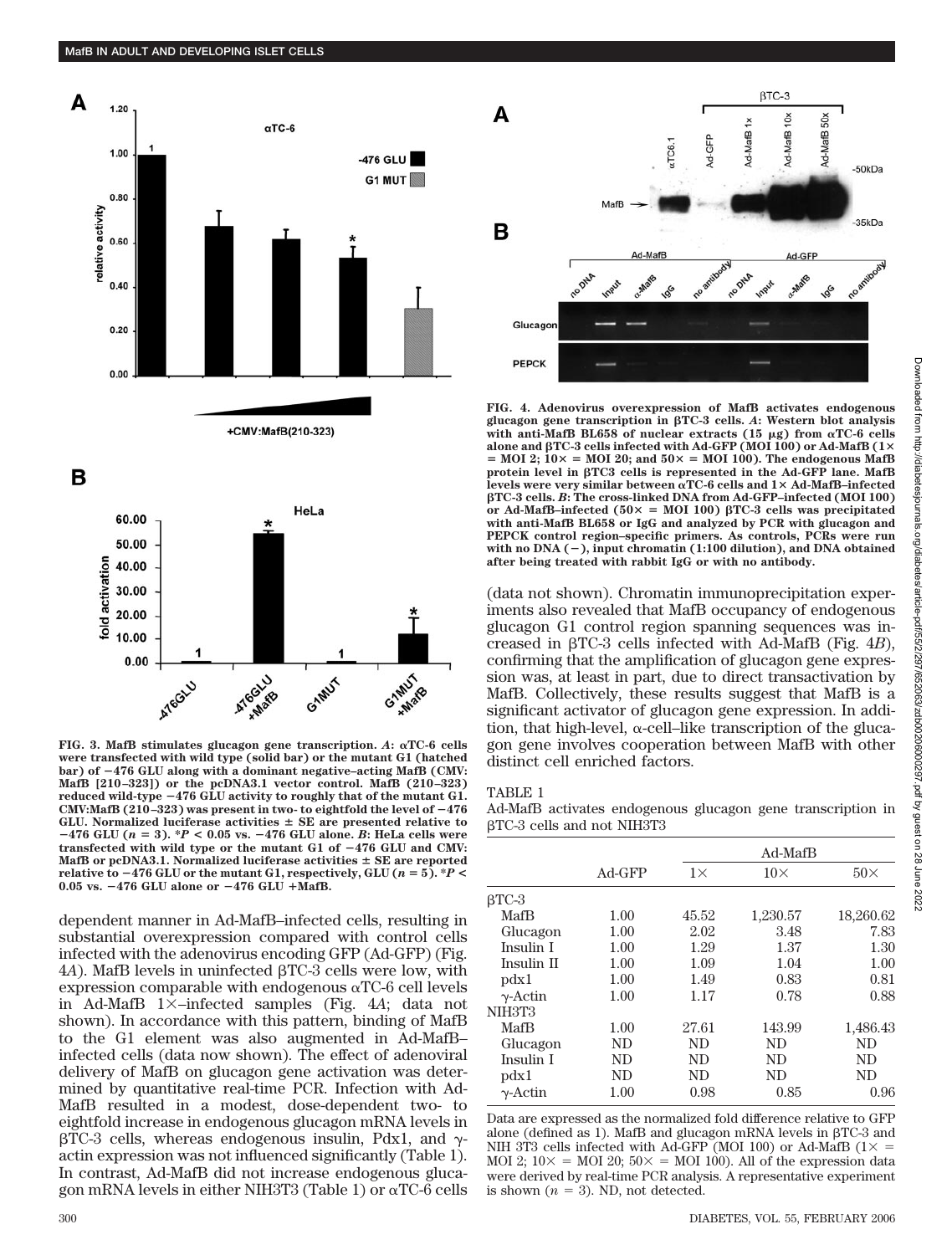FIG. 3. MafB stimulates glucagon gene transcription. *A*: αTC-6 cells were transfected with wild type (solid bar) or the mutant G1 (hatched bar) of −476 GLU along with a dominant negative–acting MafB (CMV: MafB [210–323]) or the pcDNA3.1 vector control. MafB (210–323) reduced wild-type −476 GLU activity to roughly that of the mutant G1. CMV:MafB (210–323) was present in two- to eightfold the level of −476 GLU. Normalized luciferase activities ± SE are presented relative to −476 GLU ($n = 3$). *$P < 0.05$ vs. −476 GLU alone. *B*: HeLa cells were transfected with wild type or the mutant G1 of −476 GLU and CMV: MafB or pcDNA3.1. Normalized luciferase activities ± SE are reported relative to −476 GLU or the mutant G1, respectively, GLU ($n = 5$). *$P < 0.05$ vs. −476 GLU alone or −476 GLU +MafB.

dependent manner in Ad-MafB–infected cells, resulting in substantial overexpression compared with control cells infected with the adenovirus encoding GFP (Ad-GFP) (Fig. 4*A*). MafB levels in uninfected βTC-3 cells were low, with expression comparable with endogenous αTC-6 cell levels in Ad-MafB 1×–infected samples (Fig. 4*A*; data not shown). In accordance with this pattern, binding of MafB to the G1 element was also augmented in Ad-MafB–infected cells (data now shown). The effect of adenoviral delivery of MafB on glucagon gene activation was determined by quantitative real-time PCR. Infection with Ad-MafB resulted in a modest, dose-dependent two- to eightfold increase in endogenous glucagon mRNA levels in βTC-3 cells, whereas endogenous insulin, Pdx1, and γ-actin expression was not influenced significantly (Table 1). In contrast, Ad-MafB did not increase endogenous glucagon mRNA levels in either NIH3T3 (Table 1) or αTC-6 cells (data not shown). Chromatin immunoprecipitation experiments also revealed that MafB occupancy of endogenous glucagon G1 control region spanning sequences was increased in βTC-3 cells infected with Ad-MafB (Fig. 4*B*), confirming that the amplification of glucagon gene expression was, at least in part, due to direct transactivation by MafB. Collectively, these results suggest that MafB is a significant activator of glucagon gene expression. In addition, that high-level, α-cell–like transcription of the glucagon gene involves cooperation between MafB with other distinct cell enriched factors.

FIG. 4. Adenovirus overexpression of MafB activates endogenous glucagon gene transcription in βTC-3 cells. *A*: Western blot analysis with anti-MafB BL658 of nuclear extracts (15 μg) from αTC-6 cells alone and βTC-3 cells infected with Ad-GFP (MOI 100) or Ad-MafB (1× = MOI 2; 10× = MOI 20; and 50× = MOI 100). The endogenous MafB protein level in βTC3 cells is represented in the Ad-GFP lane. MafB levels were very similar between αTC-6 cells and 1× Ad-MafB–infected βTC-3 cells. *B*: The cross-linked DNA from Ad-GFP–infected (MOI 100) or Ad-MafB–infected (50× = MOI 100) βTC-3 cells was precipitated with anti-MafB BL658 or IgG and analyzed by PCR with glucagon and PEPCK control region–specific primers. As controls, PCRs were run with no DNA (−), input chromatin (1:100 dilution), and DNA obtained after being treated with rabbit IgG or with no antibody.

TABLE 1
Ad-MafB activates endogenous glucagon gene transcription in βTC-3 cells and not NIH3T3

| | Ad-GFP | Ad-MafB | | |
|---|---|---|---|---|
| | | 1× | 10× | 50× |
| βTC-3 | | | | |
| MafB | 1.00 | 45.52 | 1,230.57 | 18,260.62 |
| Glucagon | 1.00 | 2.02 | 3.48 | 7.83 |
| Insulin I | 1.00 | 1.29 | 1.37 | 1.30 |
| Insulin II | 1.00 | 1.09 | 1.04 | 1.00 |
| pdx1 | 1.00 | 1.49 | 0.83 | 0.81 |
| γ-Actin | 1.00 | 1.17 | 0.78 | 0.88 |
| NIH3T3 | | | | |
| MafB | 1.00 | 27.61 | 143.99 | 1,486.43 |
| Glucagon | ND | ND | ND | ND |
| Insulin I | ND | ND | ND | ND |
| pdx1 | ND | ND | ND | ND |
| γ-Actin | 1.00 | 0.98 | 0.85 | 0.96 |

Data are expressed as the normalized fold difference relative to GFP alone (defined as 1). MafB and glucagon mRNA levels in βTC-3 and NIH 3T3 cells infected with Ad-GFP (MOI 100) or Ad-MafB (1× = MOI 2; 10× = MOI 20; 50× = MOI 100). All of the expression data were derived by real-time PCR analysis. A representative experiment is shown ($n = 3$). ND, not detected.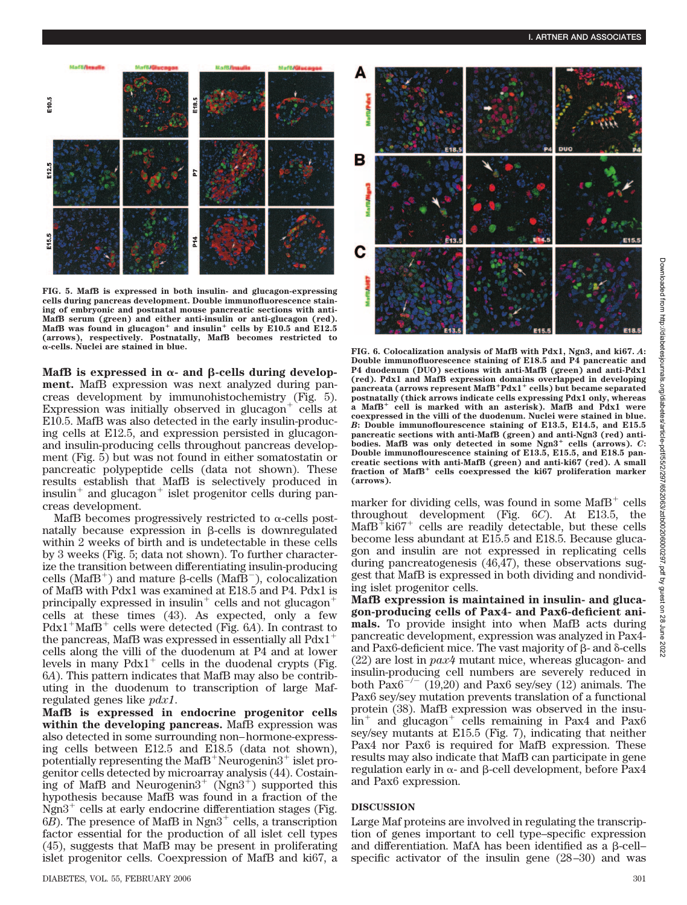FIG. 5. MafB is expressed in both insulin- and glucagon-expressing cells during pancreas development. Double immunofluorescence staining of embryonic and postnatal mouse pancreatic sections with anti-MafB serum (green) and either anti-insulin or anti-glucagon (red). MafB was found in glucagon$^+$ and insulin$^+$ cells by E10.5 and E12.5 (arrows), respectively. Postnatally, MafB becomes restricted to α-cells. Nuclei are stained in blue.

FIG. 6. Colocalization analysis of MafB with Pdx1, Ngn3, and ki67. *A*: Double immunofluorescence staining of E18.5 and P4 pancreatic and P4 duodenum (DUO) sections with anti-MafB (green) and anti-Pdx1 (red). Pdx1 and MafB expression domains overlapped in developing pancreata (arrows represent MafB$^+$Pdx1$^+$ cells) but became separated postnatally (thick arrows indicate cells expressing Pdx1 only, whereas a MafB$^+$ cell is marked with an asterisk). MafB and Pdx1 were coexpressed in the villi of the duodenum. Nuclei were stained in blue. *B*: Double immunofluorescence staining of E13.5, E14.5, and E15.5 pancreatic sections with anti-MafB (green) and anti-Ngn3 (red) antibodies. MafB was only detected in some Ngn3$^+$ cells (arrows). *C*: Double immunoflourescence staining of E13.5, E15.5, and E18.5 pancreatic sections with anti-MafB (green) and anti-ki67 (red). A small fraction of MafB$^+$ cells coexpressed the ki67 proliferation marker (arrows).

**MafB is expressed in α- and β-cells during development.** MafB expression was next analyzed during pancreas development by immunohistochemistry (Fig. 5). Expression was initially observed in glucagon$^+$ cells at E10.5. MafB was also detected in the early insulin-producing cells at E12.5, and expression persisted in glucagon- and insulin-producing cells throughout pancreas development (Fig. 5) but was not found in either somatostatin or pancreatic polypeptide cells (data not shown). These results establish that MafB is selectively produced in insulin$^+$ and glucagon$^+$ islet progenitor cells during pancreas development.

MafB becomes progressively restricted to α-cells postnatally because expression in β-cells is downregulated within 2 weeks of birth and is undetectable in these cells by 3 weeks (Fig. 5; data not shown). To further characterize the transition between differentiating insulin-producing cells (MafB$^+$) and mature β-cells (MafB$^-$), colocalization of MafB with Pdx1 was examined at E18.5 and P4. Pdx1 is principally expressed in insulin$^+$ cells and not glucagon$^+$ cells at these times (43). As expected, only a few Pdx1$^+$MafB$^+$ cells were detected (Fig. 6*A*). In contrast to the pancreas, MafB was expressed in essentially all Pdx1$^+$ cells along the villi of the duodenum at P4 and at lower levels in many Pdx1$^+$ cells in the duodenal crypts (Fig. 6*A*). This pattern indicates that MafB may also be contributing in the duodenum to transcription of large Maf-regulated genes like *pdx1*.

**MafB is expressed in endocrine progenitor cells within the developing pancreas.** MafB expression was also detected in some surrounding non–hormone-expressing cells between E12.5 and E18.5 (data not shown), potentially representing the MafB$^+$Neurogenin3$^+$ islet progenitor cells detected by microarray analysis (44). Costaining of MafB and Neurogenin3$^+$ (Ngn3$^+$) supported this hypothesis because MafB was found in a fraction of the Ngn3$^+$ cells at early endocrine differentiation stages (Fig. 6*B*). The presence of MafB in Ngn3$^+$ cells, a transcription factor essential for the production of all islet cell types (45), suggests that MafB may be present in proliferating islet progenitor cells. Coexpression of MafB and ki67, a marker for dividing cells, was found in some MafB$^+$ cells throughout development (Fig. 6*C*). At E13.5, the MafB$^+$ki67$^+$ cells are readily detectable, but these cells become less abundant at E15.5 and E18.5. Because glucagon and insulin are not expressed in replicating cells during pancreatogenesis (46,47), these observations suggest that MafB is expressed in both dividing and nondividing islet progenitor cells.

**MafB expression is maintained in insulin- and glucagon-producing cells of Pax4- and Pax6-deficient animals.** To provide insight into when MafB acts during pancreatic development, expression was analyzed in Pax4- and Pax6-deficient mice. The vast majority of β- and δ-cells (22) are lost in *pax4* mutant mice, whereas glucagon- and insulin-producing cell numbers are severely reduced in both Pax6$^{-/-}$ (19,20) and Pax6 sey/sey (12) animals. The Pax6 sey/sey mutation prevents translation of a functional protein (38). MafB expression was observed in the insulin$^+$ and glucagon$^+$ cells remaining in Pax4 and Pax6 sey/sey mutants at E15.5 (Fig. 7), indicating that neither Pax4 nor Pax6 is required for MafB expression. These results may also indicate that MafB can participate in gene regulation early in α- and β-cell development, before Pax4 and Pax6 expression.

## DISCUSSION

Large Maf proteins are involved in regulating the transcription of genes important to cell type–specific expression and differentiation. MafA has been identified as a β-cell–specific activator of the insulin gene (28–30) and was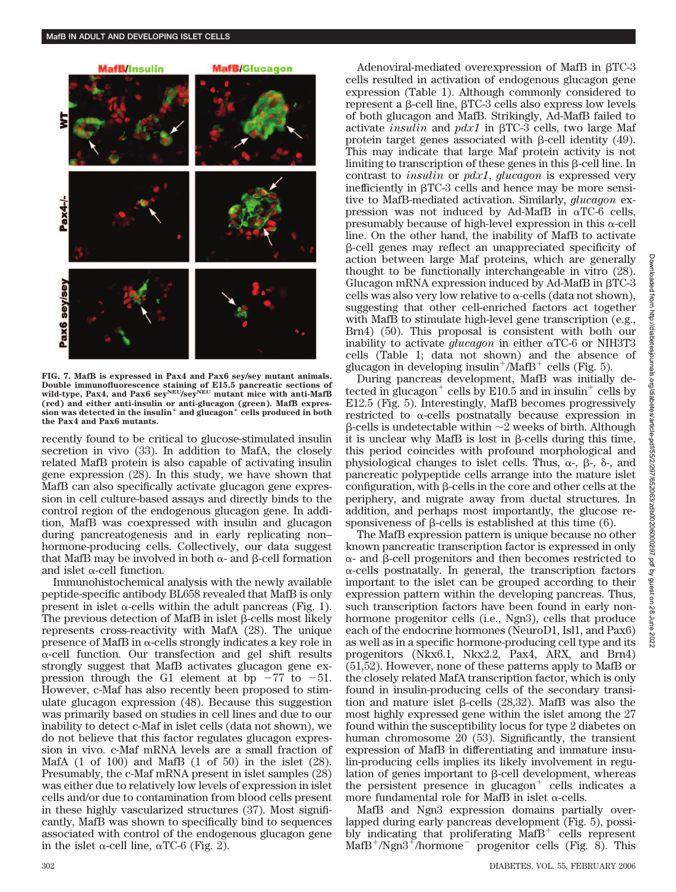FIG. 7. MafB is expressed in Pax4 and Pax6 sey/sey mutant animals. Double immunofluorescence staining of E15.5 pancreatic sections of wild-type, Pax4, and Pax6 sey$^{NEU}$/sey$^{NEU}$ mutant mice with anti-MafB (red) and either anti-insulin or anti-glucagon (green). MafB expression was detected in the insulin$^+$ and glucagon$^+$ cells produced in both the Pax4 and Pax6 mutants.

recently found to be critical to glucose-stimulated insulin secretion in vivo (33). In addition to MafA, the closely related MafB protein is also capable of activating insulin gene expression (28). In this study, we have shown that MafB can also specifically activate glucagon gene expression in cell culture-based assays and directly binds to the control region of the endogenous glucagon gene. In addition, MafB was coexpressed with insulin and glucagon during pancreatogenesis and in early replicating non–hormone-producing cells. Collectively, our data suggest that MafB may be involved in both α- and β-cell formation and islet α-cell function.

Immunohistochemical analysis with the newly available peptide-specific antibody BL658 revealed that MafB is only present in islet α-cells within the adult pancreas (Fig. 1). The previous detection of MafB in islet β-cells most likely represents cross-reactivity with MafA (28). The unique presence of MafB in α-cells strongly indicates a key role in α-cell function. Our transfection and gel shift results strongly suggest that MafB activates glucagon gene expression through the G1 element at bp −77 to −51. However, c-Maf has also recently been proposed to stimulate glucagon expression (48). Because this suggestion was primarily based on studies in cell lines and due to our inability to detect c-Maf in islet cells (data not shown), we do not believe that this factor regulates glucagon expression in vivo. c-Maf mRNA levels are a small fraction of MafA (1 of 100) and MafB (1 of 50) in the islet (28). Presumably, the c-Maf mRNA present in islet samples (28) was either due to relatively low levels of expression in islet cells and/or due to contamination from blood cells present in these highly vascularized structures (37). Most significantly, MafB was shown to specifically bind to sequences associated with control of the endogenous glucagon gene in the islet α-cell line, αTC-6 (Fig. 2).

Adenoviral-mediated overexpression of MafB in βTC-3 cells resulted in activation of endogenous glucagon gene expression (Table 1). Although commonly considered to represent a β-cell line, βTC-3 cells also express low levels of both glucagon and MafB. Strikingly, Ad-MafB failed to activate *insulin* and *pdx1* in βTC-3 cells, two large Maf protein target genes associated with β-cell identity (49). This may indicate that large Maf protein activity is not limiting to transcription of these genes in this β-cell line. In contrast to *insulin* or *pdx1*, *glucagon* is expressed very inefficiently in βTC-3 cells and hence may be more sensitive to MafB-mediated activation. Similarly, *glucagon* expression was not induced by Ad-MafB in αTC-6 cells, presumably because of high-level expression in this α-cell line. On the other hand, the inability of MafB to activate β-cell genes may reflect an unappreciated specificity of action between large Maf proteins, which are generally thought to be functionally interchangeable in vitro (28). Glucagon mRNA expression induced by Ad-MafB in βTC-3 cells was also very low relative to α-cells (data not shown), suggesting that other cell-enriched factors act together with MafB to stimulate high-level gene transcription (e.g., Brn4) (50). This proposal is consistent with both our inability to activate *glucagon* in either αTC-6 or NIH3T3 cells (Table 1; data not shown) and the absence of glucagon in developing insulin$^+$/MafB$^+$ cells (Fig. 5).

During pancreas development, MafB was initially detected in glucagon$^+$ cells by E10.5 and in insulin$^+$ cells by E12.5 (Fig. 5). Interestingly, MafB becomes progressively restricted to α-cells postnatally because expression in β-cells is undetectable within ~2 weeks of birth. Although it is unclear why MafB is lost in β-cells during this time, this period coincides with profound morphological and physiological changes to islet cells. Thus, α-, β-, δ-, and pancreatic polypeptide cells arrange into the mature islet configuration, with β-cells in the core and other cells at the periphery, and migrate away from ductal structures. In addition, and perhaps most importantly, the glucose responsiveness of β-cells is established at this time (6).

The MafB expression pattern is unique because no other known pancreatic transcription factor is expressed in only α- and β-cell progenitors and then becomes restricted to α-cells postnatally. In general, the transcription factors important to the islet can be grouped according to their expression pattern within the developing pancreas. Thus, such transcription factors have been found in early non-hormone progenitor cells (i.e., Ngn3), cells that produce each of the endocrine hormones (NeuroD1, Isl1, and Pax6) as well as in a specific hormone-producing cell type and its progenitors (Nkx6.1, Nkx2.2, Pax4, ARX, and Brn4) (51,52). However, none of these patterns apply to MafB or the closely related MafA transcription factor, which is only found in insulin-producing cells of the secondary transition and mature islet β-cells (28,32). MafB was also the most highly expressed gene within the islet among the 27 found within the susceptibility locus for type 2 diabetes on human chromosome 20 (53). Significantly, the transient expression of MafB in differentiating and immature insulin-producing cells implies its likely involvement in regulation of genes important to β-cell development, whereas the persistent presence in glucagon$^+$ cells indicates a more fundamental role for MafB in islet α-cells.

MafB and Ngn3 expression domains partially overlapped during early pancreas development (Fig. 5), possibly indicating that proliferating MafB$^+$ cells represent MafB$^+$/Ngn3$^+$/hormone$^-$ progenitor cells (Fig. 8). This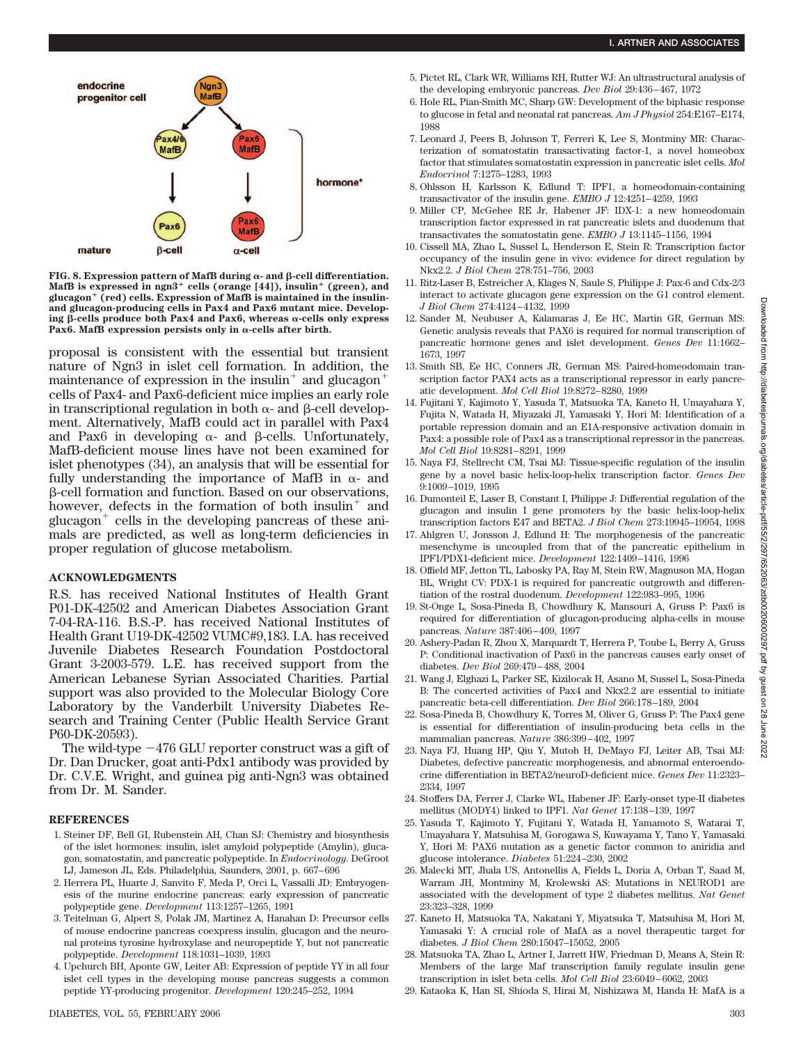FIG. 8. **Expression pattern of MafB during α- and β-cell differentiation. MafB is expressed in ngn3⁺ cells (orange [44]), insulin⁺ (green), and glucagon⁺ (red) cells. Expression of MafB is maintained in the insulin- and glucagon-producing cells in Pax4 and Pax6 mutant mice. Developing β-cells produce both Pax4 and Pax6, whereas α-cells only express Pax6. MafB expression persists only in α-cells after birth.**

proposal is consistent with the essential but transient nature of Ngn3 in islet cell formation. In addition, the maintenance of expression in the insulin⁺ and glucagon⁺ cells of Pax4- and Pax6-deficient mice implies an early role in transcriptional regulation in both α- and β-cell development. Alternatively, MafB could act in parallel with Pax4 and Pax6 in developing α- and β-cells. Unfortunately, MafB-deficient mouse lines have not been examined for islet phenotypes (34), an analysis that will be essential for fully understanding the importance of MafB in α- and β-cell formation and function. Based on our observations, however, defects in the formation of both insulin⁺ and glucagon⁺ cells in the developing pancreas of these animals are predicted, as well as long-term deficiencies in proper regulation of glucose metabolism.

## ACKNOWLEDGMENTS

R.S. has received National Institutes of Health Grant P01-DK-42502 and American Diabetes Association Grant 7-04-RA-116. B.S.-P. has received National Institutes of Health Grant U19-DK-42502 VUMC#9,183. I.A. has received Juvenile Diabetes Research Foundation Postdoctoral Grant 3-2003-579. L.E. has received support from the American Lebanese Syrian Associated Charities. Partial support was also provided to the Molecular Biology Core Laboratory by the Vanderbilt University Diabetes Research and Training Center (Public Health Service Grant P60-DK-20593).

The wild-type −476 GLU reporter construct was a gift of Dr. Dan Drucker, goat anti-Pdx1 antibody was provided by Dr. C.V.E. Wright, and guinea pig anti-Ngn3 was obtained from Dr. M. Sander.

## REFERENCES

1. Steiner DF, Bell GI, Rubenstein AH, Chan SJ: Chemistry and biosynthesis of the islet hormones: insulin, islet amyloid polypeptide (Amylin), glucagon, somatostatin, and pancreatic polypeptide. In *Endocrinology.* DeGroot LJ, Jameson JL, Eds. Philadelphia, Saunders, 2001, p. 667–696
2. Herrera PL, Huarte J, Sanvito F, Meda P, Orci L, Vassalli JD: Embryogenesis of the murine endocrine pancreas: early expression of pancreatic polypeptide gene. *Development* 113:1257–1265, 1991
3. Teitelman G, Alpert S, Polak JM, Martinez A, Hanahan D: Precursor cells of mouse endocrine pancreas coexpress insulin, glucagon and the neuronal proteins tyrosine hydroxylase and neuropeptide Y, but not pancreatic polypeptide. *Development* 118:1031–1039, 1993
4. Upchurch BH, Aponte GW, Leiter AB: Expression of peptide YY in all four islet cell types in the developing mouse pancreas suggests a common peptide YY-producing progenitor. *Development* 120:245–252, 1994
5. Pictet RL, Clark WR, Williams RH, Rutter WJ: An ultrastructural analysis of the developing embryonic pancreas. *Dev Biol* 29:436–467, 1972
6. Hole RL, Pian-Smith MC, Sharp GW: Development of the biphasic response to glucose in fetal and neonatal rat pancreas. *Am J Physiol* 254:E167–E174, 1988
7. Leonard J, Peers B, Johnson T, Ferreri K, Lee S, Montminy MR: Characterization of somatostatin transactivating factor-1, a novel homeobox factor that stimulates somatostatin expression in pancreatic islet cells. *Mol Endocrinol* 7:1275–1283, 1993
8. Ohlsson H, Karlsson K, Edlund T: IPF1, a homeodomain-containing transactivator of the insulin gene. *EMBO J* 12:4251–4259, 1993
9. Miller CP, McGehee RE Jr, Habener JF: IDX-1: a new homeodomain transcription factor expressed in rat pancreatic islets and duodenum that transactivates the somatostatin gene. *EMBO J* 13:1145–1156, 1994
10. Cissell MA, Zhao L, Sussel L, Henderson E, Stein R: Transcription factor occupancy of the insulin gene in vivo: evidence for direct regulation by Nkx2.2. *J Biol Chem* 278:751–756, 2003
11. Ritz-Laser B, Estreicher A, Klages N, Saule S, Philippe J: Pax-6 and Cdx-2/3 interact to activate glucagon gene expression on the G1 control element. *J Biol Chem* 274:4124–4132, 1999
12. Sander M, Neubuser A, Kalamaras J, Ee HC, Martin GR, German MS: Genetic analysis reveals that PAX6 is required for normal transcription of pancreatic hormone genes and islet development. *Genes Dev* 11:1662–1673, 1997
13. Smith SB, Ee HC, Conners JR, German MS: Paired-homeodomain transcription factor PAX4 acts as a transcriptional repressor in early pancreatic development. *Mol Cell Biol* 19:8272–8280, 1999
14. Fujitani Y, Kajimoto Y, Yasuda T, Matsuoka TA, Kaneto H, Umayahara Y, Fujita N, Watada H, Miyazaki JI, Yamasaki Y, Hori M: Identification of a portable repression domain and an E1A-responsive activation domain in Pax4: a possible role of Pax4 as a transcriptional repressor in the pancreas. *Mol Cell Biol* 19:8281–8291, 1999
15. Naya FJ, Stellrecht CM, Tsai MJ: Tissue-specific regulation of the insulin gene by a novel basic helix-loop-helix transcription factor. *Genes Dev* 9:1009–1019, 1995
16. Dumonteil E, Laser B, Constant I, Philippe J: Differential regulation of the glucagon and insulin I gene promoters by the basic helix-loop-helix transcription factors E47 and BETA2. *J Biol Chem* 273:19945–19954, 1998
17. Ahlgren U, Jonsson J, Edlund H: The morphogenesis of the pancreatic mesenchyme is uncoupled from that of the pancreatic epithelium in IPF1/PDX1-deficient mice. *Development* 122:1409–1416, 1996
18. Offield MF, Jetton TL, Labosky PA, Ray M, Stein RW, Magnuson MA, Hogan BL, Wright CV: PDX-1 is required for pancreatic outgrowth and differentiation of the rostral duodenum. *Development* 122:983–995, 1996
19. St-Onge L, Sosa-Pineda B, Chowdhury K, Mansouri A, Gruss P: Pax6 is required for differentiation of glucagon-producing alpha-cells in mouse pancreas. *Nature* 387:406–409, 1997
20. Ashery-Padan R, Zhou X, Marquardt T, Herrera P, Toube L, Berry A, Gruss P: Conditional inactivation of Pax6 in the pancreas causes early onset of diabetes. *Dev Biol* 269:479–488, 2004
21. Wang J, Elghazi L, Parker SE, Kizilocak H, Asano M, Sussel L, Sosa-Pineda B: The concerted activities of Pax4 and Nkx2.2 are essential to initiate pancreatic beta-cell differentiation. *Dev Biol* 266:178–189, 2004
22. Sosa-Pineda B, Chowdhury K, Torres M, Oliver G, Gruss P: The Pax4 gene is essential for differentiation of insulin-producing beta cells in the mammalian pancreas. *Nature* 386:399–402, 1997
23. Naya FJ, Huang HP, Qiu Y, Mutoh H, DeMayo FJ, Leiter AB, Tsai MJ: Diabetes, defective pancreatic morphogenesis, and abnormal enteroendocrine differentiation in BETA2/neuroD-deficient mice. *Genes Dev* 11:2323–2334, 1997
24. Stoffers DA, Ferrer J, Clarke WL, Habener JF: Early-onset type-II diabetes mellitus (MODY4) linked to IPF1. *Nat Genet* 17:138–139, 1997
25. Yasuda T, Kajimoto Y, Fujitani Y, Watada H, Yamamoto S, Watarai T, Umayahara Y, Matsuhisa M, Gorogawa S, Kuwayama Y, Tano Y, Yamasaki Y, Hori M: PAX6 mutation as a genetic factor common to aniridia and glucose intolerance. *Diabetes* 51:224–230, 2002
26. Malecki MT, Jhala US, Antonellis A, Fields L, Doria A, Orban T, Saad M, Warram JH, Montminy M, Krolewski AS: Mutations in NEUROD1 are associated with the development of type 2 diabetes mellitus. *Nat Genet* 23:323–328, 1999
27. Kaneto H, Matsuoka TA, Nakatani Y, Miyatsuka T, Matsuhisa M, Hori M, Yamasaki Y: A crucial role of MafA as a novel therapeutic target for diabetes. *J Biol Chem* 280:15047–15052, 2005
28. Matsuoka TA, Zhao L, Artner I, Jarrett HW, Friedman D, Means A, Stein R: Members of the large Maf transcription family regulate insulin gene transcription in islet beta cells. *Mol Cell Biol* 23:6049–6062, 2003
29. Kataoka K, Han SI, Shioda S, Hirai M, Nishizawa M, Handa H: MafA is a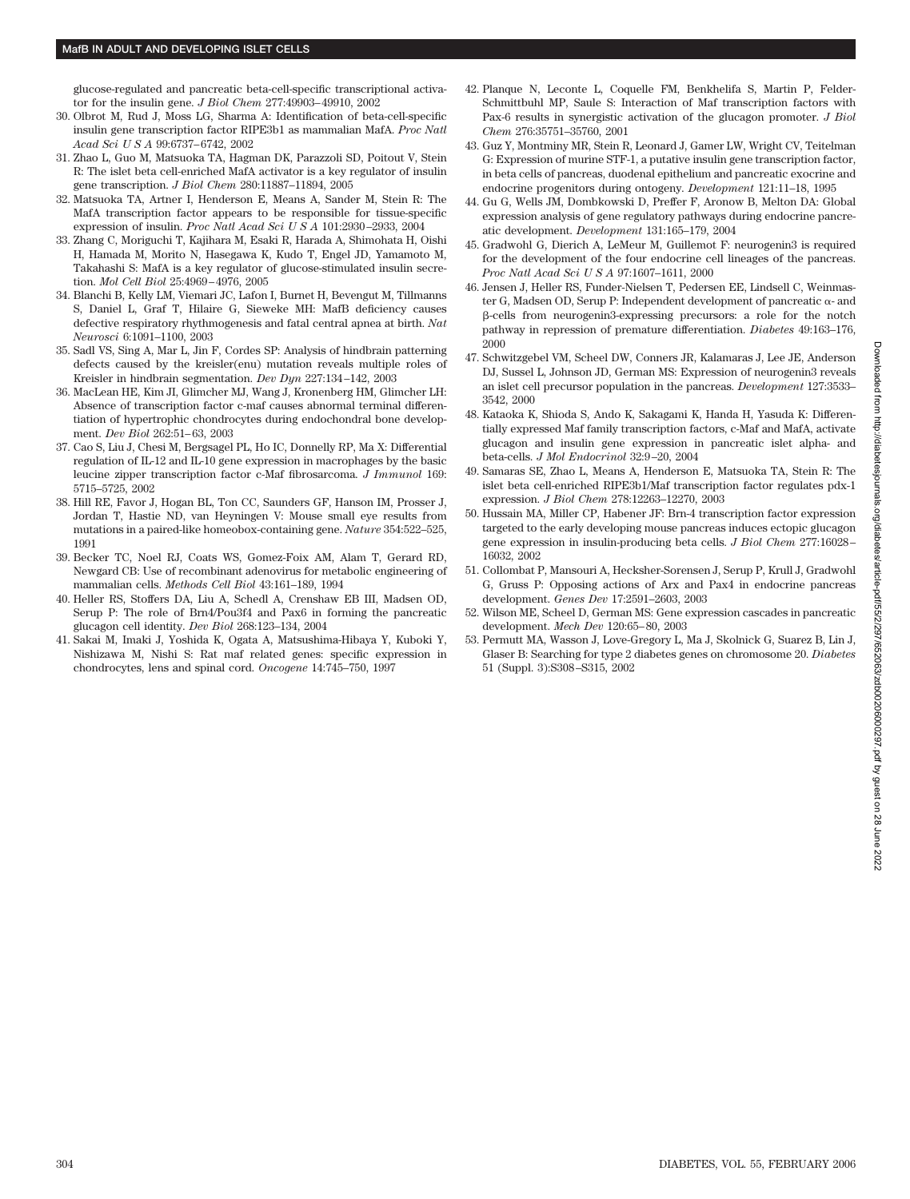glucose-regulated and pancreatic beta-cell-specific transcriptional activator for the insulin gene. *J Biol Chem* 277:49903–49910, 2002

30. Olbrot M, Rud J, Moss LG, Sharma A: Identification of beta-cell-specific insulin gene transcription factor RIPE3b1 as mammalian MafA. *Proc Natl Acad Sci U S A* 99:6737–6742, 2002
31. Zhao L, Guo M, Matsuoka TA, Hagman DK, Parazzoli SD, Poitout V, Stein R: The islet beta cell-enriched MafA activator is a key regulator of insulin gene transcription. *J Biol Chem* 280:11887–11894, 2005
32. Matsuoka TA, Artner I, Henderson E, Means A, Sander M, Stein R: The MafA transcription factor appears to be responsible for tissue-specific expression of insulin. *Proc Natl Acad Sci U S A* 101:2930–2933, 2004
33. Zhang C, Moriguchi T, Kajihara M, Esaki R, Harada A, Shimohata H, Oishi H, Hamada M, Morito N, Hasegawa K, Kudo T, Engel JD, Yamamoto M, Takahashi S: MafA is a key regulator of glucose-stimulated insulin secretion. *Mol Cell Biol* 25:4969–4976, 2005
34. Blanchi B, Kelly LM, Viemari JC, Lafon I, Burnet H, Bevengut M, Tillmanns S, Daniel L, Graf T, Hilaire G, Sieweke MH: MafB deficiency causes defective respiratory rhythmogenesis and fatal central apnea at birth. *Nat Neurosci* 6:1091–1100, 2003
35. Sadl VS, Sing A, Mar L, Jin F, Cordes SP: Analysis of hindbrain patterning defects caused by the kreisler(enu) mutation reveals multiple roles of Kreisler in hindbrain segmentation. *Dev Dyn* 227:134–142, 2003
36. MacLean HE, Kim JI, Glimcher MJ, Wang J, Kronenberg HM, Glimcher LH: Absence of transcription factor c-maf causes abnormal terminal differentiation of hypertrophic chondrocytes during endochondral bone development. *Dev Biol* 262:51–63, 2003
37. Cao S, Liu J, Chesi M, Bergsagel PL, Ho IC, Donnelly RP, Ma X: Differential regulation of IL-12 and IL-10 gene expression in macrophages by the basic leucine zipper transcription factor c-Maf fibrosarcoma. *J Immunol* 169: 5715–5725, 2002
38. Hill RE, Favor J, Hogan BL, Ton CC, Saunders GF, Hanson IM, Prosser J, Jordan T, Hastie ND, van Heyningen V: Mouse small eye results from mutations in a paired-like homeobox-containing gene. *Nature* 354:522–525, 1991
39. Becker TC, Noel RJ, Coats WS, Gomez-Foix AM, Alam T, Gerard RD, Newgard CB: Use of recombinant adenovirus for metabolic engineering of mammalian cells. *Methods Cell Biol* 43:161–189, 1994
40. Heller RS, Stoffers DA, Liu A, Schedl A, Crenshaw EB III, Madsen OD, Serup P: The role of Brn4/Pou3f4 and Pax6 in forming the pancreatic glucagon cell identity. *Dev Biol* 268:123–134, 2004
41. Sakai M, Imaki J, Yoshida K, Ogata A, Matsushima-Hibaya Y, Kuboki Y, Nishizawa M, Nishi S: Rat maf related genes: specific expression in chondrocytes, lens and spinal cord. *Oncogene* 14:745–750, 1997
42. Planque N, Leconte L, Coquelle FM, Benkhelifa S, Martin P, Felder-Schmittbuhl MP, Saule S: Interaction of Maf transcription factors with Pax-6 results in synergistic activation of the glucagon promoter. *J Biol Chem* 276:35751–35760, 2001
43. Guz Y, Montminy MR, Stein R, Leonard J, Gamer LW, Wright CV, Teitelman G: Expression of murine STF-1, a putative insulin gene transcription factor, in beta cells of pancreas, duodenal epithelium and pancreatic exocrine and endocrine progenitors during ontogeny. *Development* 121:11–18, 1995
44. Gu G, Wells JM, Dombkowski D, Preffer F, Aronow B, Melton DA: Global expression analysis of gene regulatory pathways during endocrine pancreatic development. *Development* 131:165–179, 2004
45. Gradwohl G, Dierich A, LeMeur M, Guillemot F: neurogenin3 is required for the development of the four endocrine cell lineages of the pancreas. *Proc Natl Acad Sci U S A* 97:1607–1611, 2000
46. Jensen J, Heller RS, Funder-Nielsen T, Pedersen EE, Lindsell C, Weinmaster G, Madsen OD, Serup P: Independent development of pancreatic α- and β-cells from neurogenin3-expressing precursors: a role for the notch pathway in repression of premature differentiation. *Diabetes* 49:163–176, 2000
47. Schwitzgebel VM, Scheel DW, Conners JR, Kalamaras J, Lee JE, Anderson DJ, Sussel L, Johnson JD, German MS: Expression of neurogenin3 reveals an islet cell precursor population in the pancreas. *Development* 127:3533–3542, 2000
48. Kataoka K, Shioda S, Ando K, Sakagami K, Handa H, Yasuda K: Differentially expressed Maf family transcription factors, c-Maf and MafA, activate glucagon and insulin gene expression in pancreatic islet alpha- and beta-cells. *J Mol Endocrinol* 32:9–20, 2004
49. Samaras SE, Zhao L, Means A, Henderson E, Matsuoka TA, Stein R: The islet beta cell-enriched RIPE3b1/Maf transcription factor regulates pdx-1 expression. *J Biol Chem* 278:12263–12270, 2003
50. Hussain MA, Miller CP, Habener JF: Brn-4 transcription factor expression targeted to the early developing mouse pancreas induces ectopic glucagon gene expression in insulin-producing beta cells. *J Biol Chem* 277:16028–16032, 2002
51. Collombat P, Mansouri A, Hecksher-Sorensen J, Serup P, Krull J, Gradwohl G, Gruss P: Opposing actions of Arx and Pax4 in endocrine pancreas development. *Genes Dev* 17:2591–2603, 2003
52. Wilson ME, Scheel D, German MS: Gene expression cascades in pancreatic development. *Mech Dev* 120:65–80, 2003
53. Permutt MA, Wasson J, Love-Gregory L, Ma J, Skolnick G, Suarez B, Lin J, Glaser B: Searching for type 2 diabetes genes on chromosome 20. *Diabetes* 51 (Suppl. 3):S308–S315, 2002